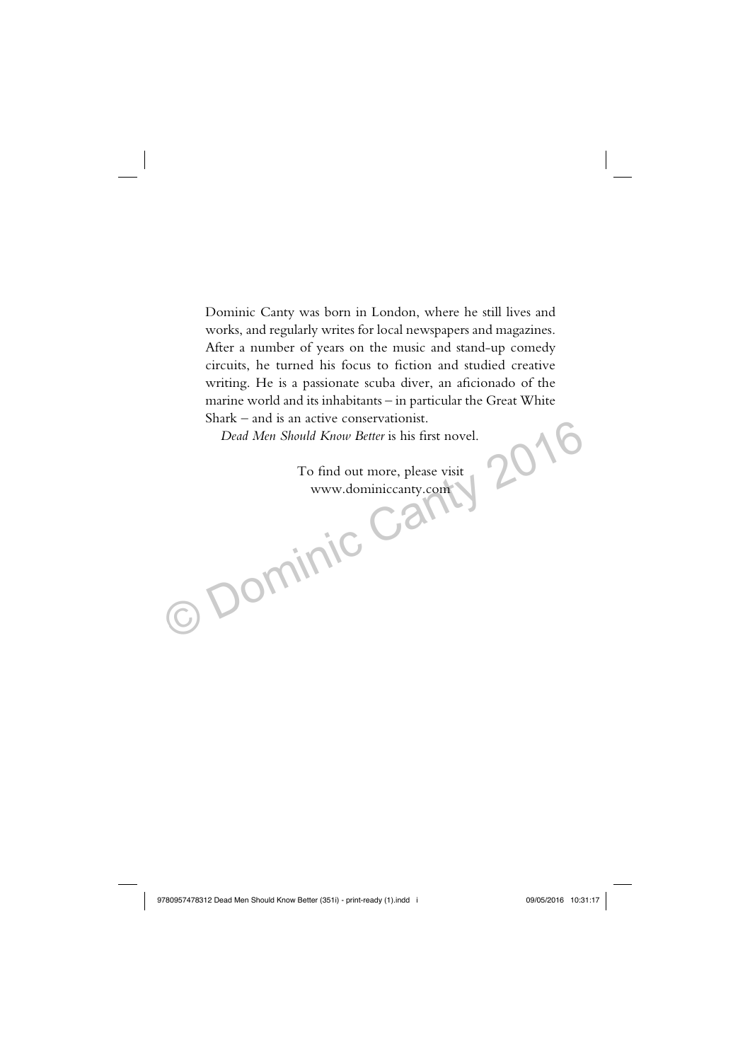Dominic Canty was born in London, where he still lives and works, and regularly writes for local newspapers and magazines. After a number of years on the music and stand-up comedy circuits, he turned his focus to fiction and studied creative writing. He is a passionate scuba diver, an aficionado of the marine world and its inhabitants – in particular the Great White Shark – and is an active conservationist.

*Dead Men Should Know Better* is his first novel.

To find out more, please visit
www.dominiccanty.com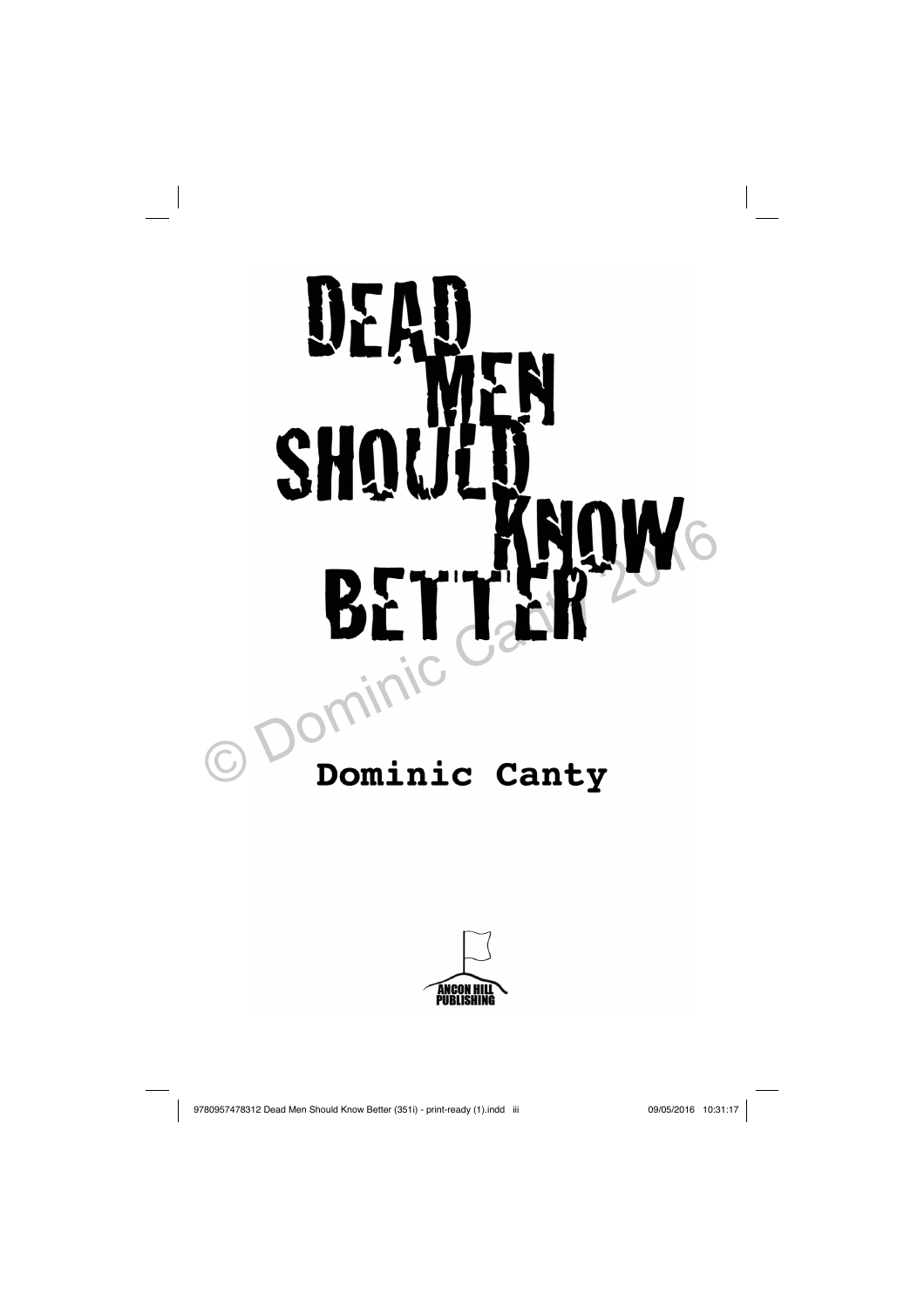# DEAD MEN SHOULD KNOW BETTER

**Dominic Canty**

ANCON HILL PUBLISHING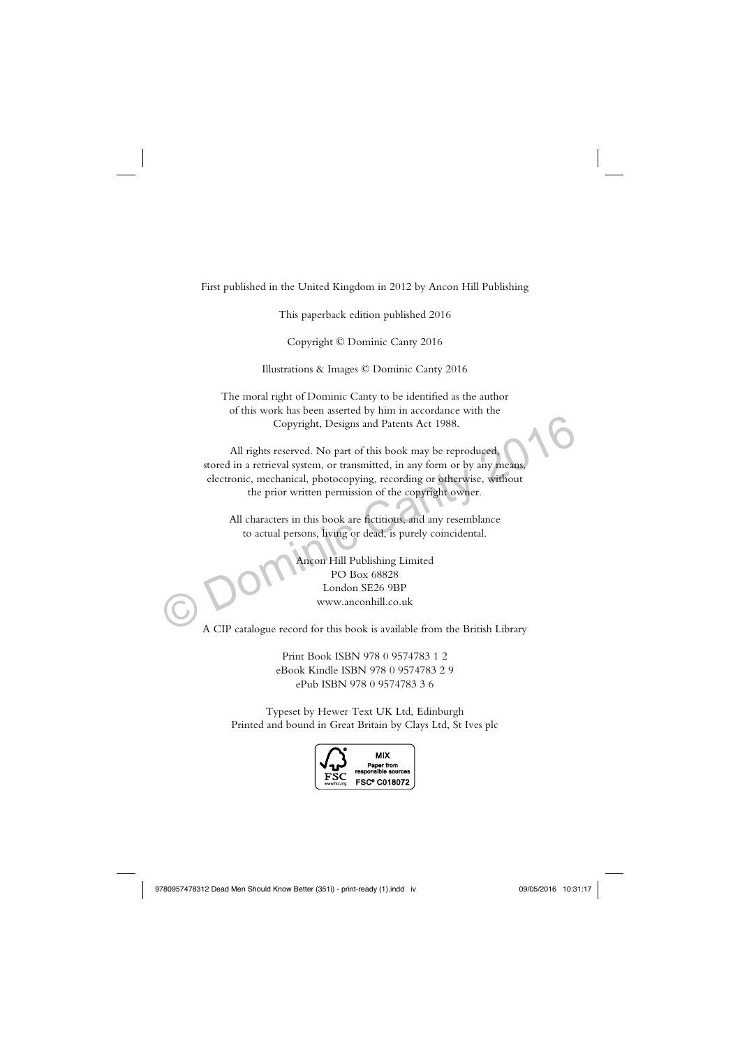First published in the United Kingdom in 2012 by Ancon Hill Publishing

This paperback edition published 2016

Copyright © Dominic Canty 2016

Illustrations & Images © Dominic Canty 2016

The moral right of Dominic Canty to be identified as the author of this work has been asserted by him in accordance with the Copyright, Designs and Patents Act 1988.

All rights reserved. No part of this book may be reproduced, stored in a retrieval system, or transmitted, in any form or by any means, electronic, mechanical, photocopying, recording or otherwise, without the prior written permission of the copyright owner.

All characters in this book are fictitious, and any resemblance to actual persons, living or dead, is purely coincidental.

Ancon Hill Publishing Limited
PO Box 68828
London SE26 9BP
www.anconhill.co.uk

A CIP catalogue record for this book is available from the British Library

Print Book ISBN 978 0 9574783 1 2
eBook Kindle ISBN 978 0 9574783 2 9
ePub ISBN 978 0 9574783 3 6

Typeset by Hewer Text UK Ltd, Edinburgh
Printed and bound in Great Britain by Clays Ltd, St Ives plc

MIX
Paper from responsible sources
FSC® C018072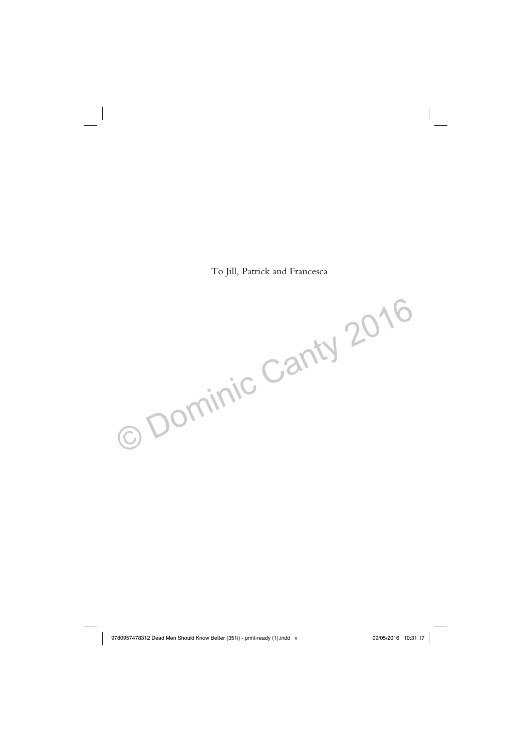To Jill, Patrick and Francesca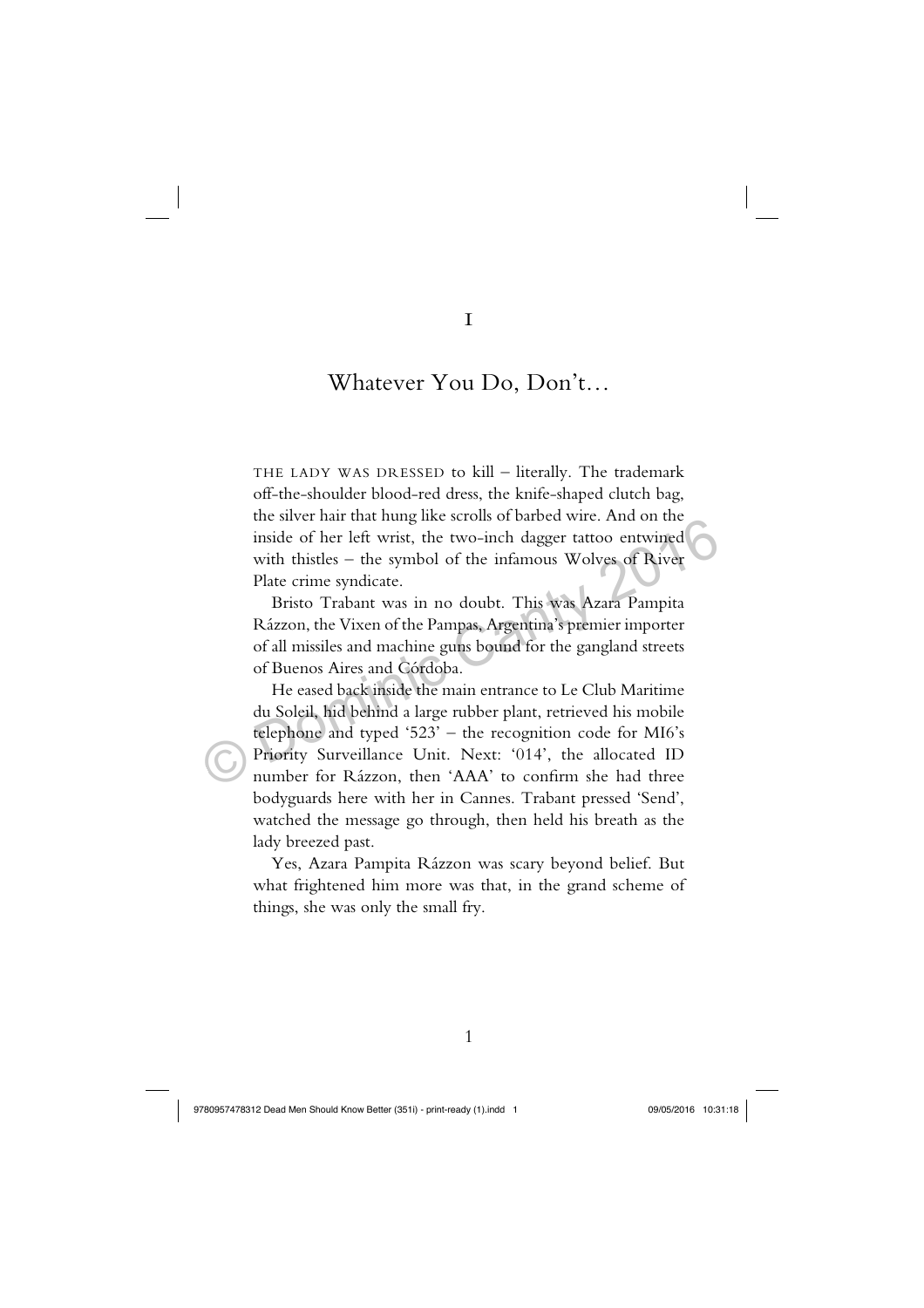# I

## Whatever You Do, Don't…

THE LADY WAS DRESSED to kill – literally. The trademark off-the-shoulder blood-red dress, the knife-shaped clutch bag, the silver hair that hung like scrolls of barbed wire. And on the inside of her left wrist, the two-inch dagger tattoo entwined with thistles – the symbol of the infamous Wolves of River Plate crime syndicate.

Bristo Trabant was in no doubt. This was Azara Pampita Rázzon, the Vixen of the Pampas, Argentina's premier importer of all missiles and machine guns bound for the gangland streets of Buenos Aires and Córdoba.

He eased back inside the main entrance to Le Club Maritime du Soleil, hid behind a large rubber plant, retrieved his mobile telephone and typed '523' – the recognition code for MI6's Priority Surveillance Unit. Next: '014', the allocated ID number for Rázzon, then 'AAA' to confirm she had three bodyguards here with her in Cannes. Trabant pressed 'Send', watched the message go through, then held his breath as the lady breezed past.

Yes, Azara Pampita Rázzon was scary beyond belief. But what frightened him more was that, in the grand scheme of things, she was only the small fry.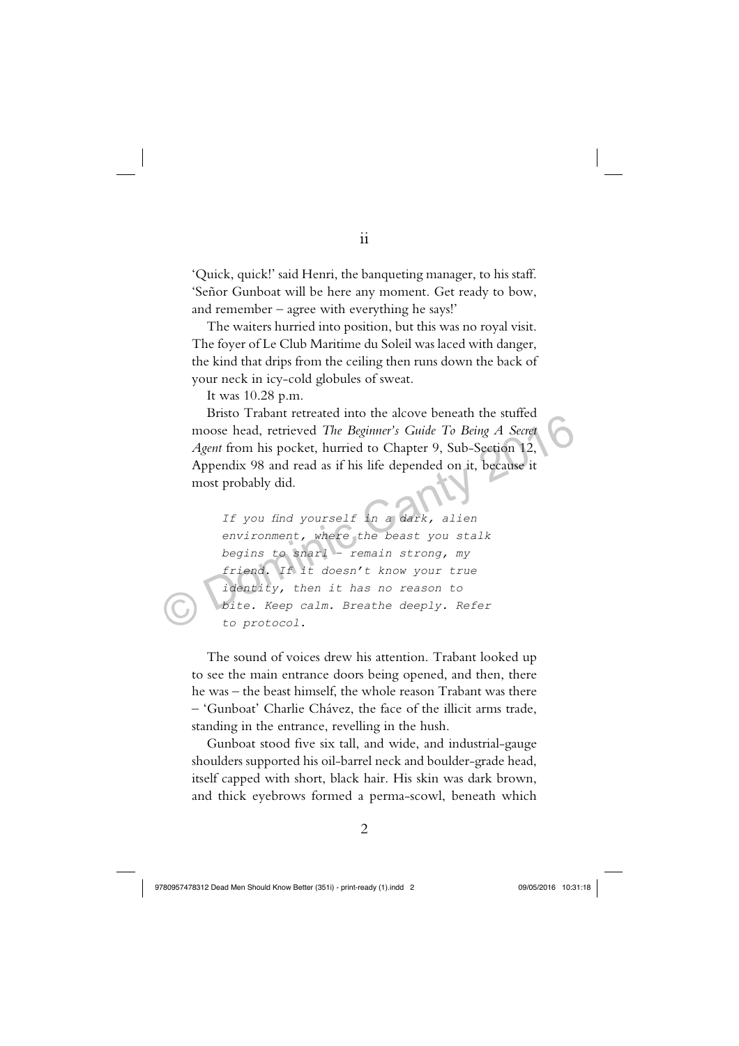## ii

'Quick, quick!' said Henri, the banqueting manager, to his staff. 'Señor Gunboat will be here any moment. Get ready to bow, and remember – agree with everything he says!'

The waiters hurried into position, but this was no royal visit. The foyer of Le Club Maritime du Soleil was laced with danger, the kind that drips from the ceiling then runs down the back of your neck in icy-cold globules of sweat.

It was 10.28 p.m.

Bristo Trabant retreated into the alcove beneath the stuffed moose head, retrieved *The Beginner's Guide To Being A Secret Agent* from his pocket, hurried to Chapter 9, Sub-Section 12, Appendix 98 and read as if his life depended on it, because it most probably did.

> *If you find yourself in a dark, alien environment, where the beast you stalk begins to snarl – remain strong, my friend. If it doesn't know your true identity, then it has no reason to bite. Keep calm. Breathe deeply. Refer to protocol.*

The sound of voices drew his attention. Trabant looked up to see the main entrance doors being opened, and then, there he was – the beast himself, the whole reason Trabant was there – 'Gunboat' Charlie Chávez, the face of the illicit arms trade, standing in the entrance, revelling in the hush.

Gunboat stood five six tall, and wide, and industrial-gauge shoulders supported his oil-barrel neck and boulder-grade head, itself capped with short, black hair. His skin was dark brown, and thick eyebrows formed a perma-scowl, beneath which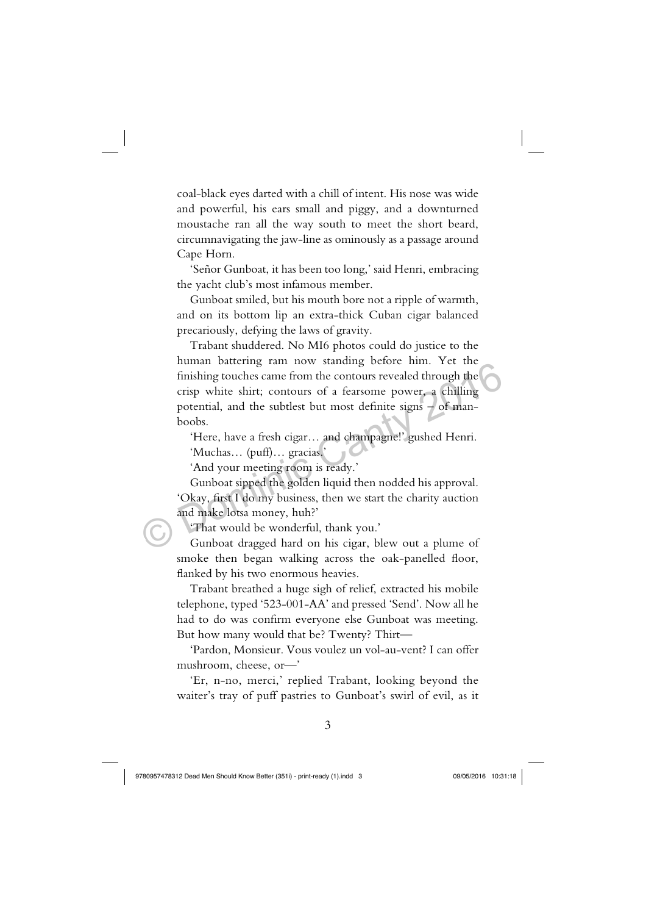coal-black eyes darted with a chill of intent. His nose was wide and powerful, his ears small and piggy, and a downturned moustache ran all the way south to meet the short beard, circumnavigating the jaw-line as ominously as a passage around Cape Horn.

'Señor Gunboat, it has been too long,' said Henri, embracing the yacht club's most infamous member.

Gunboat smiled, but his mouth bore not a ripple of warmth, and on its bottom lip an extra-thick Cuban cigar balanced precariously, defying the laws of gravity.

Trabant shuddered. No MI6 photos could do justice to the human battering ram now standing before him. Yet the finishing touches came from the contours revealed through the crisp white shirt; contours of a fearsome power, a chilling potential, and the subtlest but most definite signs – of man-boobs.

'Here, have a fresh cigar… and champagne!' gushed Henri.

'Muchas… (puff)… gracias.'

'And your meeting room is ready.'

Gunboat sipped the golden liquid then nodded his approval. 'Okay, first I do my business, then we start the charity auction and make lotsa money, huh?'

'That would be wonderful, thank you.'

Gunboat dragged hard on his cigar, blew out a plume of smoke then began walking across the oak-panelled floor, flanked by his two enormous heavies.

Trabant breathed a huge sigh of relief, extracted his mobile telephone, typed '523-001-AA' and pressed 'Send'. Now all he had to do was confirm everyone else Gunboat was meeting. But how many would that be? Twenty? Thirt—

'Pardon, Monsieur. Vous voulez un vol-au-vent? I can offer mushroom, cheese, or—'

'Er, n-no, merci,' replied Trabant, looking beyond the waiter's tray of puff pastries to Gunboat's swirl of evil, as it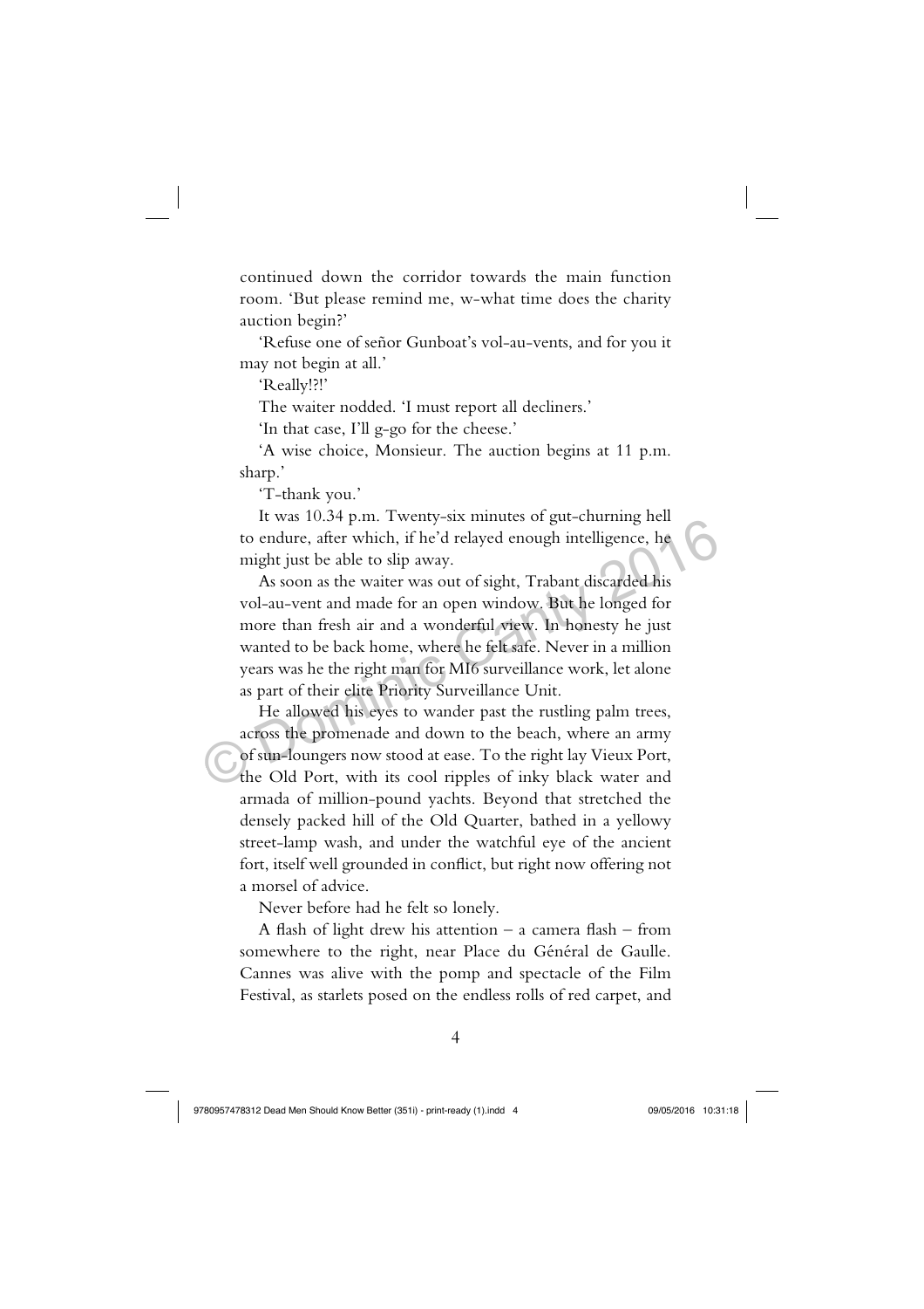continued down the corridor towards the main function room. 'But please remind me, w-what time does the charity auction begin?'

'Refuse one of señor Gunboat's vol-au-vents, and for you it may not begin at all.'

'Really!?!'

The waiter nodded. 'I must report all decliners.'

'In that case, I'll g-go for the cheese.'

'A wise choice, Monsieur. The auction begins at 11 p.m. sharp.'

'T-thank you.'

It was 10.34 p.m. Twenty-six minutes of gut-churning hell to endure, after which, if he'd relayed enough intelligence, he might just be able to slip away.

As soon as the waiter was out of sight, Trabant discarded his vol-au-vent and made for an open window. But he longed for more than fresh air and a wonderful view. In honesty he just wanted to be back home, where he felt safe. Never in a million years was he the right man for MI6 surveillance work, let alone as part of their elite Priority Surveillance Unit.

He allowed his eyes to wander past the rustling palm trees, across the promenade and down to the beach, where an army of sun-loungers now stood at ease. To the right lay Vieux Port, the Old Port, with its cool ripples of inky black water and armada of million-pound yachts. Beyond that stretched the densely packed hill of the Old Quarter, bathed in a yellowy street-lamp wash, and under the watchful eye of the ancient fort, itself well grounded in conflict, but right now offering not a morsel of advice.

Never before had he felt so lonely.

A flash of light drew his attention – a camera flash – from somewhere to the right, near Place du Général de Gaulle. Cannes was alive with the pomp and spectacle of the Film Festival, as starlets posed on the endless rolls of red carpet, and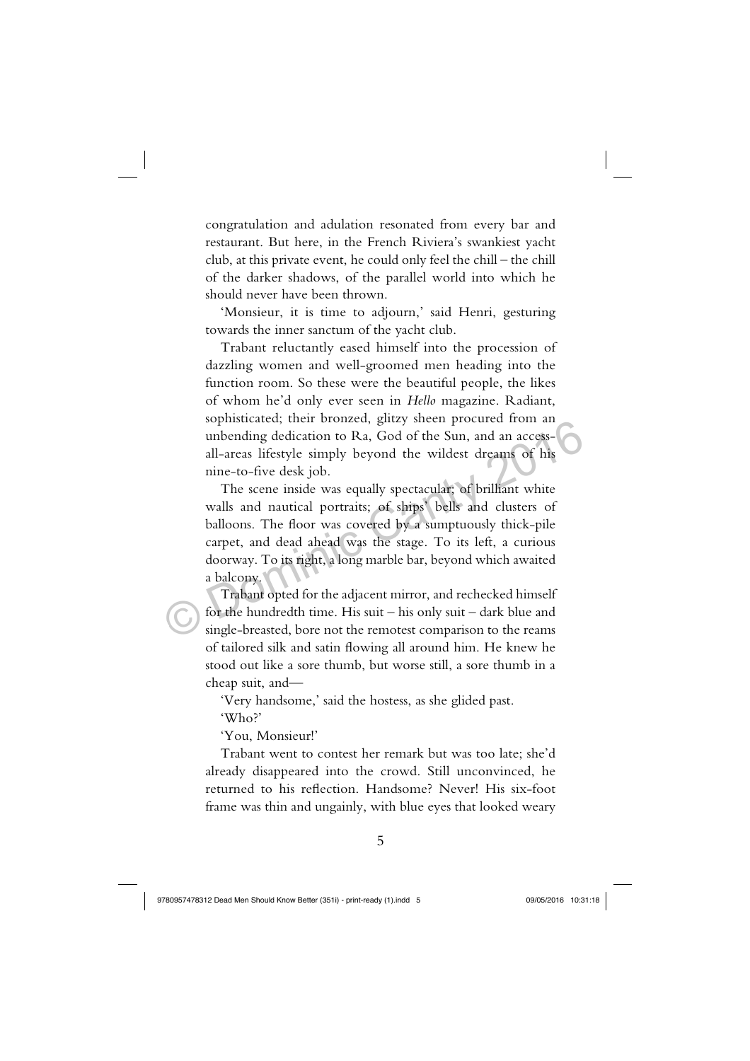congratulation and adulation resonated from every bar and restaurant. But here, in the French Riviera's swankiest yacht club, at this private event, he could only feel the chill – the chill of the darker shadows, of the parallel world into which he should never have been thrown.

'Monsieur, it is time to adjourn,' said Henri, gesturing towards the inner sanctum of the yacht club.

Trabant reluctantly eased himself into the procession of dazzling women and well-groomed men heading into the function room. So these were the beautiful people, the likes of whom he'd only ever seen in *Hello* magazine. Radiant, sophisticated; their bronzed, glitzy sheen procured from an unbending dedication to Ra, God of the Sun, and an access-all-areas lifestyle simply beyond the wildest dreams of his nine-to-five desk job.

The scene inside was equally spectacular; of brilliant white walls and nautical portraits; of ships' bells and clusters of balloons. The floor was covered by a sumptuously thick-pile carpet, and dead ahead was the stage. To its left, a curious doorway. To its right, a long marble bar, beyond which awaited a balcony.

Trabant opted for the adjacent mirror, and rechecked himself for the hundredth time. His suit – his only suit – dark blue and single-breasted, bore not the remotest comparison to the reams of tailored silk and satin flowing all around him. He knew he stood out like a sore thumb, but worse still, a sore thumb in a cheap suit, and—

'Very handsome,' said the hostess, as she glided past.

'Who?'

'You, Monsieur!'

Trabant went to contest her remark but was too late; she'd already disappeared into the crowd. Still unconvinced, he returned to his reflection. Handsome? Never! His six-foot frame was thin and ungainly, with blue eyes that looked weary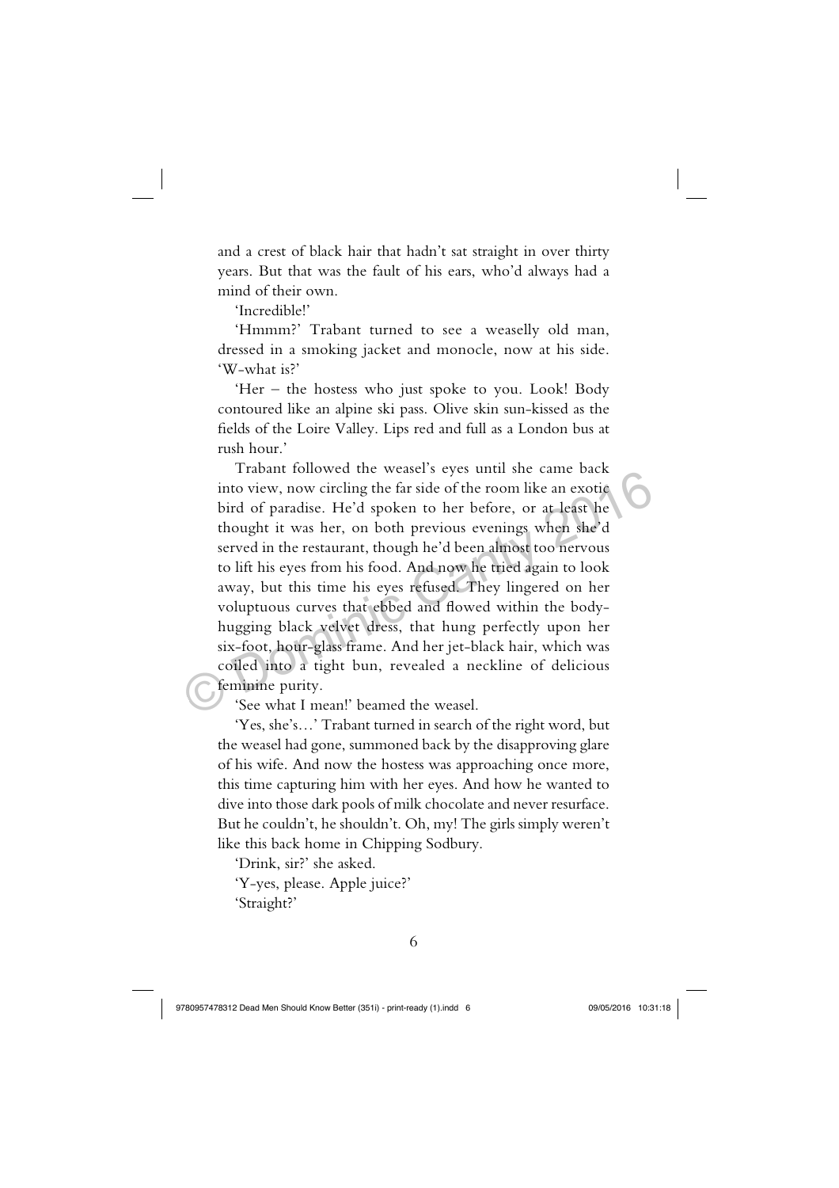and a crest of black hair that hadn't sat straight in over thirty years. But that was the fault of his ears, who'd always had a mind of their own.

'Incredible!'

'Hmmm?' Trabant turned to see a weaselly old man, dressed in a smoking jacket and monocle, now at his side. 'W-what is?'

'Her – the hostess who just spoke to you. Look! Body contoured like an alpine ski pass. Olive skin sun-kissed as the fields of the Loire Valley. Lips red and full as a London bus at rush hour.'

Trabant followed the weasel's eyes until she came back into view, now circling the far side of the room like an exotic bird of paradise. He'd spoken to her before, or at least he thought it was her, on both previous evenings when she'd served in the restaurant, though he'd been almost too nervous to lift his eyes from his food. And now he tried again to look away, but this time his eyes refused. They lingered on her voluptuous curves that ebbed and flowed within the body-hugging black velvet dress, that hung perfectly upon her six-foot, hour-glass frame. And her jet-black hair, which was coiled into a tight bun, revealed a neckline of delicious feminine purity.

'See what I mean!' beamed the weasel.

'Yes, she's…' Trabant turned in search of the right word, but the weasel had gone, summoned back by the disapproving glare of his wife. And now the hostess was approaching once more, this time capturing him with her eyes. And how he wanted to dive into those dark pools of milk chocolate and never resurface. But he couldn't, he shouldn't. Oh, my! The girls simply weren't like this back home in Chipping Sodbury.

'Drink, sir?' she asked.

'Y-yes, please. Apple juice?'

'Straight?'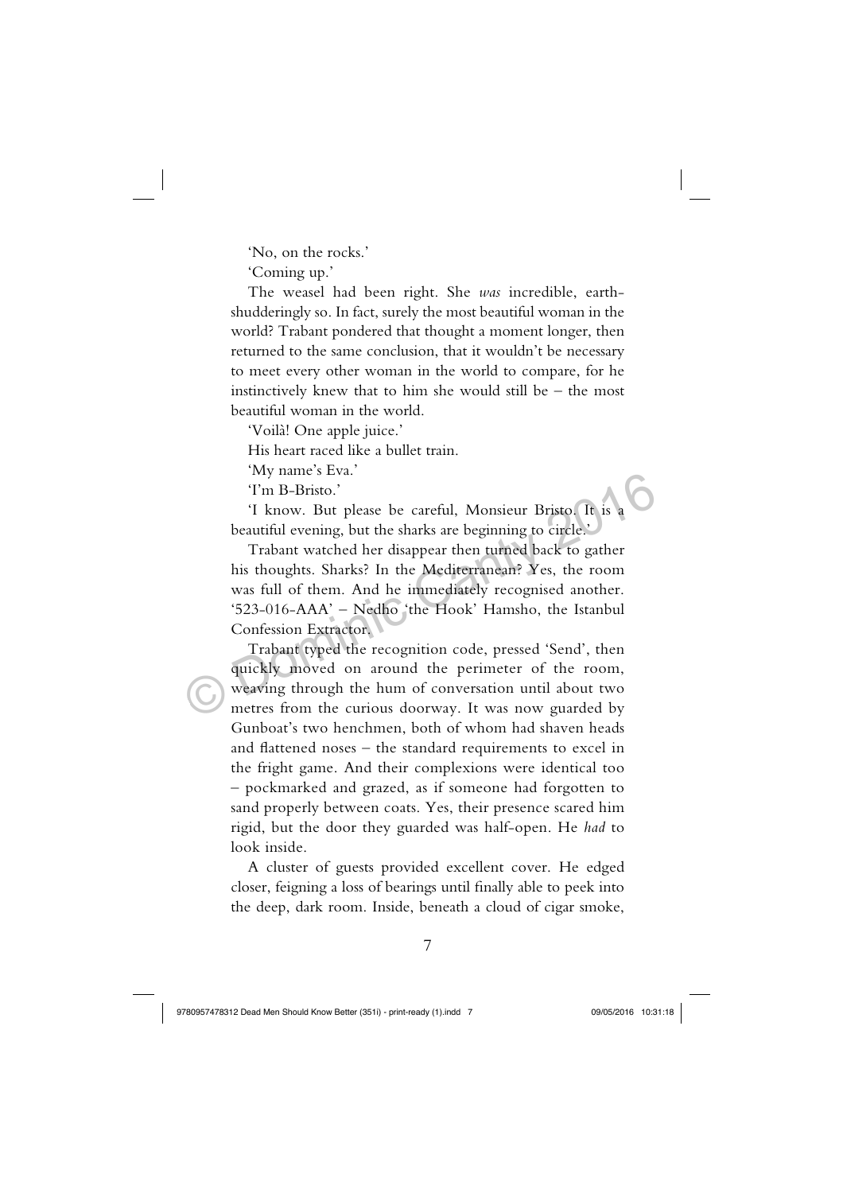'No, on the rocks.'

'Coming up.'

The weasel had been right. She *was* incredible, earth-shudderingly so. In fact, surely the most beautiful woman in the world? Trabant pondered that thought a moment longer, then returned to the same conclusion, that it wouldn't be necessary to meet every other woman in the world to compare, for he instinctively knew that to him she would still be – the most beautiful woman in the world.

'Voilà! One apple juice.'

His heart raced like a bullet train.

'My name's Eva.'

'I'm B-Bristo.'

'I know. But please be careful, Monsieur Bristo. It is a beautiful evening, but the sharks are beginning to circle.'

Trabant watched her disappear then turned back to gather his thoughts. Sharks? In the Mediterranean? Yes, the room was full of them. And he immediately recognised another. '523-016-AAA' – Nedho 'the Hook' Hamsho, the Istanbul Confession Extractor.

Trabant typed the recognition code, pressed 'Send', then quickly moved on around the perimeter of the room, weaving through the hum of conversation until about two metres from the curious doorway. It was now guarded by Gunboat's two henchmen, both of whom had shaven heads and flattened noses – the standard requirements to excel in the fright game. And their complexions were identical too – pockmarked and grazed, as if someone had forgotten to sand properly between coats. Yes, their presence scared him rigid, but the door they guarded was half-open. He *had* to look inside.

A cluster of guests provided excellent cover. He edged closer, feigning a loss of bearings until finally able to peek into the deep, dark room. Inside, beneath a cloud of cigar smoke,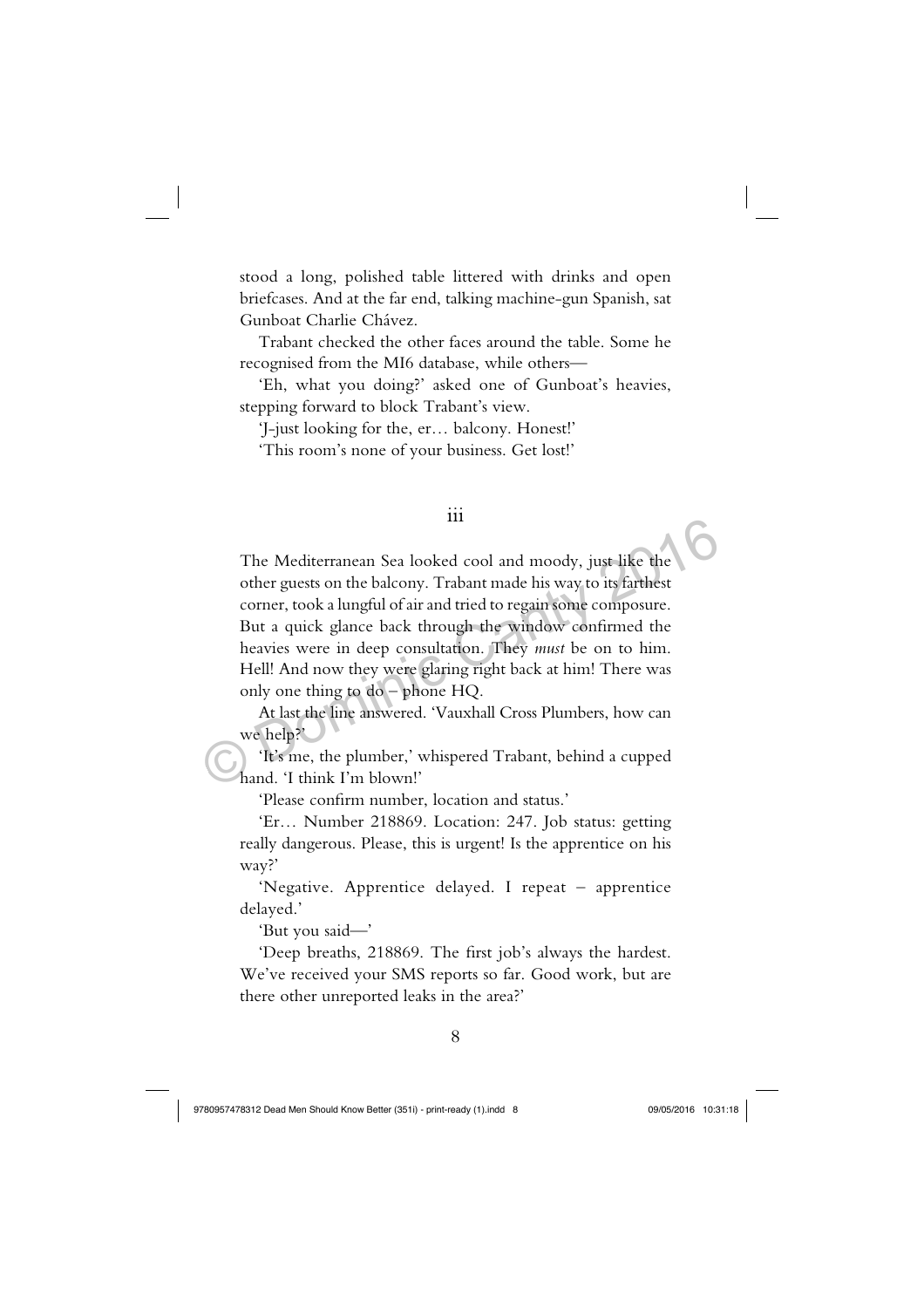stood a long, polished table littered with drinks and open briefcases. And at the far end, talking machine-gun Spanish, sat Gunboat Charlie Chávez.

Trabant checked the other faces around the table. Some he recognised from the MI6 database, while others—

'Eh, what you doing?' asked one of Gunboat's heavies, stepping forward to block Trabant's view.

'J-just looking for the, er… balcony. Honest!'

'This room's none of your business. Get lost!'

iii

The Mediterranean Sea looked cool and moody, just like the other guests on the balcony. Trabant made his way to its farthest corner, took a lungful of air and tried to regain some composure. But a quick glance back through the window confirmed the heavies were in deep consultation. They *must* be on to him. Hell! And now they were glaring right back at him! There was only one thing to do – phone HQ.

At last the line answered. 'Vauxhall Cross Plumbers, how can we help?'

'It's me, the plumber,' whispered Trabant, behind a cupped hand. 'I think I'm blown!'

'Please confirm number, location and status.'

'Er… Number 218869. Location: 247. Job status: getting really dangerous. Please, this is urgent! Is the apprentice on his way?'

'Negative. Apprentice delayed. I repeat – apprentice delayed.'

'But you said—'

'Deep breaths, 218869. The first job's always the hardest. We've received your SMS reports so far. Good work, but are there other unreported leaks in the area?'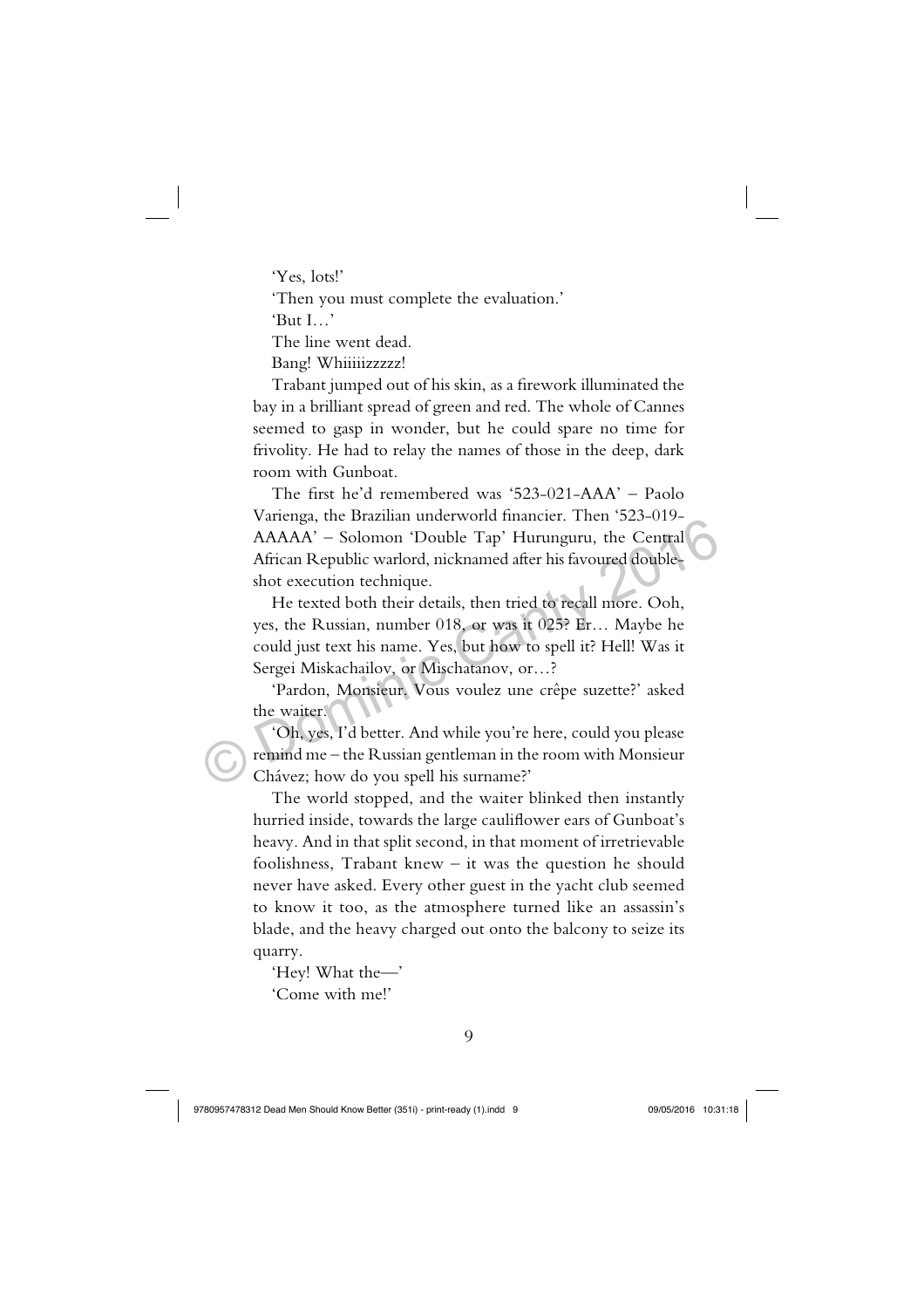'Yes, lots!'

'Then you must complete the evaluation.'

'But I…'

The line went dead.

Bang! Whiiiiizzzzz!

Trabant jumped out of his skin, as a firework illuminated the bay in a brilliant spread of green and red. The whole of Cannes seemed to gasp in wonder, but he could spare no time for frivolity. He had to relay the names of those in the deep, dark room with Gunboat.

The first he'd remembered was '523-021-AAA' – Paolo Varienga, the Brazilian underworld financier. Then '523-019-AAAAA' – Solomon 'Double Tap' Hurunguru, the Central African Republic warlord, nicknamed after his favoured double-shot execution technique.

He texted both their details, then tried to recall more. Ooh, yes, the Russian, number 018, or was it 025? Er… Maybe he could just text his name. Yes, but how to spell it? Hell! Was it Sergei Miskachailov, or Mischatanov, or…?

'Pardon, Monsieur. Vous voulez une crêpe suzette?' asked the waiter.

'Oh, yes, I'd better. And while you're here, could you please remind me – the Russian gentleman in the room with Monsieur Chávez; how do you spell his surname?'

The world stopped, and the waiter blinked then instantly hurried inside, towards the large cauliflower ears of Gunboat's heavy. And in that split second, in that moment of irretrievable foolishness, Trabant knew – it was the question he should never have asked. Every other guest in the yacht club seemed to know it too, as the atmosphere turned like an assassin's blade, and the heavy charged out onto the balcony to seize its quarry.

'Hey! What the—'

'Come with me!'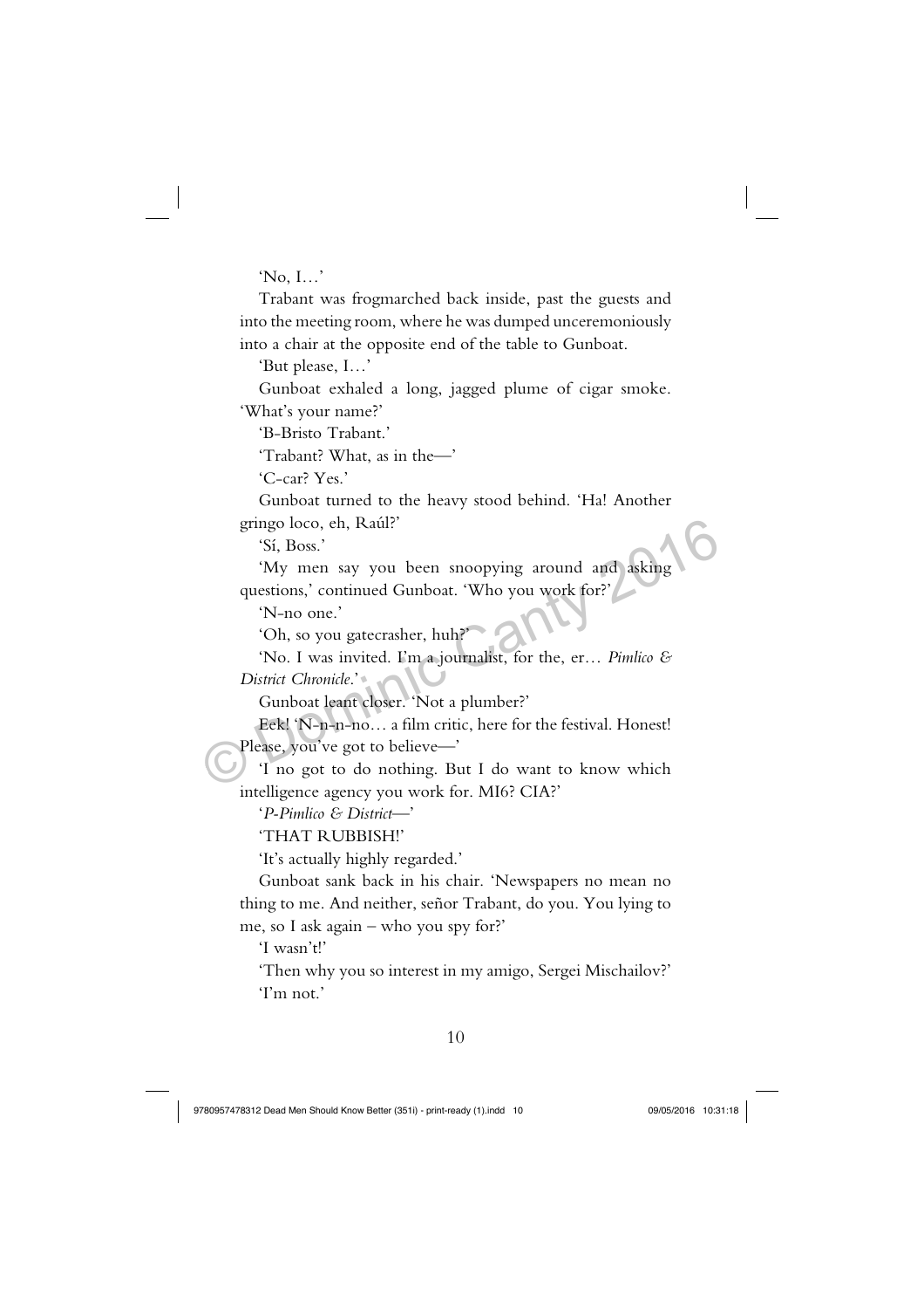'No, I…'

Trabant was frogmarched back inside, past the guests and into the meeting room, where he was dumped unceremoniously into a chair at the opposite end of the table to Gunboat.

'But please, I…'

Gunboat exhaled a long, jagged plume of cigar smoke. 'What's your name?'

'B-Bristo Trabant.'

'Trabant? What, as in the—'

'C-car? Yes.'

Gunboat turned to the heavy stood behind. 'Ha! Another gringo loco, eh, Raúl?'

'Sí, Boss.'

'My men say you been snoopying around and asking questions,' continued Gunboat. 'Who you work for?'

'N-no one.'

'Oh, so you gatecrasher, huh?'

'No. I was invited. I'm a journalist, for the, er… *Pimlico & District Chronicle*.'

Gunboat leant closer. 'Not a plumber?'

Eek! 'N-n-n-no… a film critic, here for the festival. Honest! Please, you've got to believe—'

'I no got to do nothing. But I do want to know which intelligence agency you work for. MI6? CIA?'

'*P-Pimlico & District*—'

'THAT RUBBISH!'

'It's actually highly regarded.'

Gunboat sank back in his chair. 'Newspapers no mean no thing to me. And neither, señor Trabant, do you. You lying to me, so I ask again – who you spy for?'

'I wasn't!'

'Then why you so interest in my amigo, Sergei Mischailov?'

'I'm not.'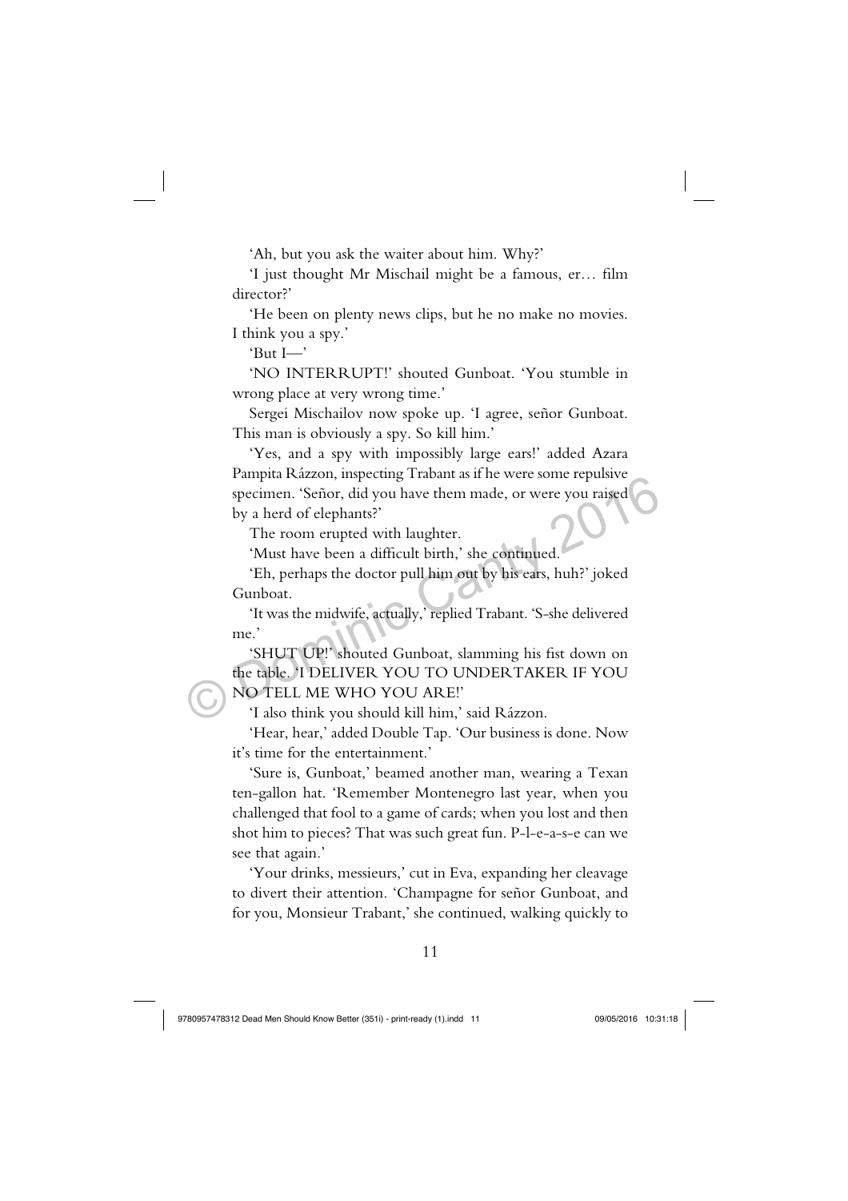'Ah, but you ask the waiter about him. Why?'

'I just thought Mr Mischail might be a famous, er… film director?'

'He been on plenty news clips, but he no make no movies. I think you a spy.'

'But I—'

'NO INTERRUPT!' shouted Gunboat. 'You stumble in wrong place at very wrong time.'

Sergei Mischailov now spoke up. 'I agree, señor Gunboat. This man is obviously a spy. So kill him.'

'Yes, and a spy with impossibly large ears!' added Azara Pampita Rázzon, inspecting Trabant as if he were some repulsive specimen. 'Señor, did you have them made, or were you raised by a herd of elephants?'

The room erupted with laughter.

'Must have been a difficult birth,' she continued.

'Eh, perhaps the doctor pull him out by his ears, huh?' joked Gunboat.

'It was the midwife, actually,' replied Trabant. 'S-she delivered me.'

'SHUT UP!' shouted Gunboat, slamming his fist down on the table. 'I DELIVER YOU TO UNDERTAKER IF YOU NO TELL ME WHO YOU ARE!'

'I also think you should kill him,' said Rázzon.

'Hear, hear,' added Double Tap. 'Our business is done. Now it's time for the entertainment.'

'Sure is, Gunboat,' beamed another man, wearing a Texan ten-gallon hat. 'Remember Montenegro last year, when you challenged that fool to a game of cards; when you lost and then shot him to pieces? That was such great fun. P-l-e-a-s-e can we see that again.'

'Your drinks, messieurs,' cut in Eva, expanding her cleavage to divert their attention. 'Champagne for señor Gunboat, and for you, Monsieur Trabant,' she continued, walking quickly to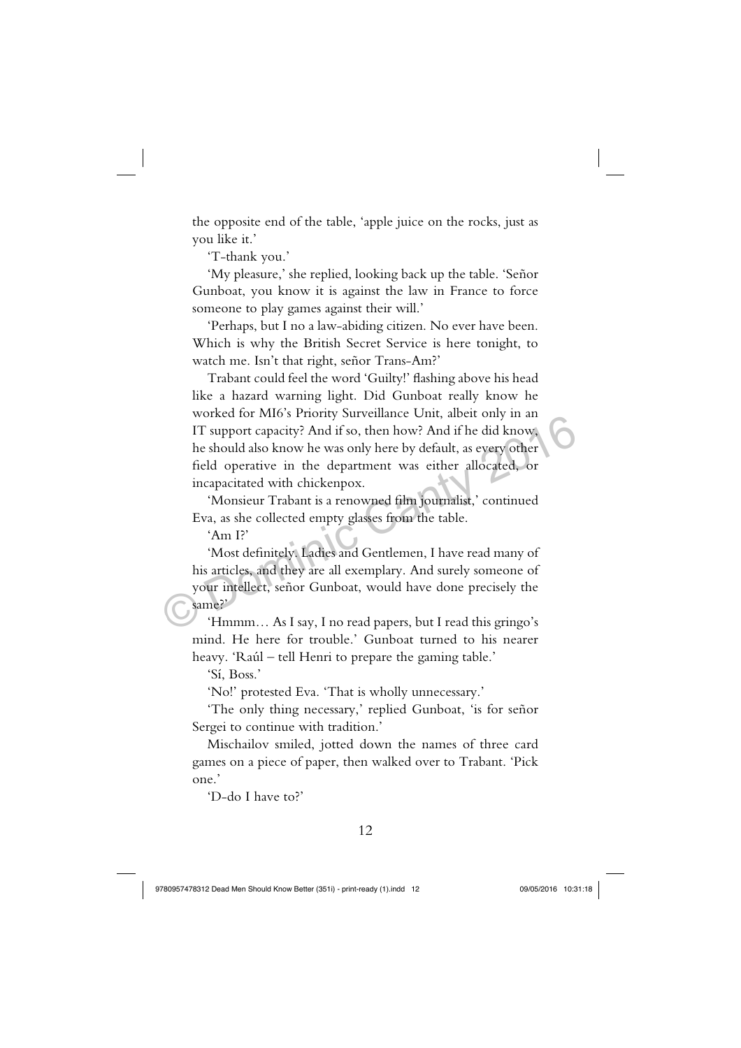the opposite end of the table, 'apple juice on the rocks, just as you like it.'

'T-thank you.'

'My pleasure,' she replied, looking back up the table. 'Señor Gunboat, you know it is against the law in France to force someone to play games against their will.'

'Perhaps, but I no a law-abiding citizen. No ever have been. Which is why the British Secret Service is here tonight, to watch me. Isn't that right, señor Trans-Am?'

Trabant could feel the word 'Guilty!' flashing above his head like a hazard warning light. Did Gunboat really know he worked for MI6's Priority Surveillance Unit, albeit only in an IT support capacity? And if so, then how? And if he did know, he should also know he was only here by default, as every other field operative in the department was either allocated, or incapacitated with chickenpox.

'Monsieur Trabant is a renowned film journalist,' continued Eva, as she collected empty glasses from the table.

'Am I?'

'Most definitely. Ladies and Gentlemen, I have read many of his articles, and they are all exemplary. And surely someone of your intellect, señor Gunboat, would have done precisely the same?'

'Hmmm… As I say, I no read papers, but I read this gringo's mind. He here for trouble.' Gunboat turned to his nearer heavy. 'Raúl – tell Henri to prepare the gaming table.'

'Sí, Boss.'

'No!' protested Eva. 'That is wholly unnecessary.'

'The only thing necessary,' replied Gunboat, 'is for señor Sergei to continue with tradition.'

Mischailov smiled, jotted down the names of three card games on a piece of paper, then walked over to Trabant. 'Pick one.'

'D-do I have to?'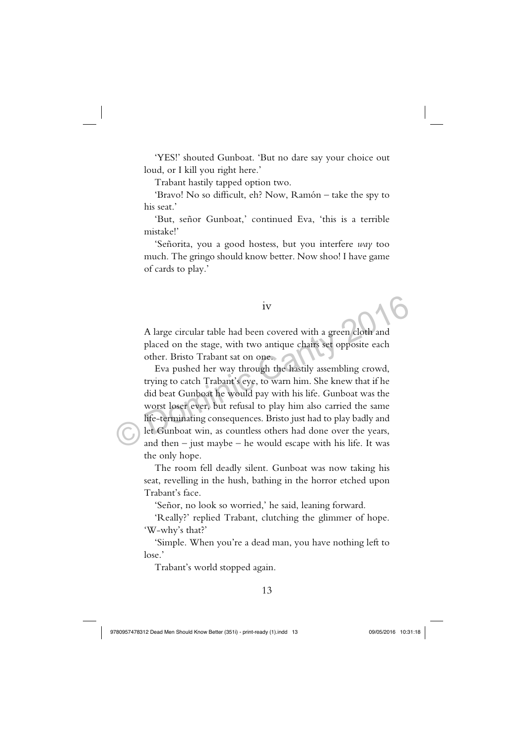'YES!' shouted Gunboat. 'But no dare say your choice out loud, or I kill you right here.'

Trabant hastily tapped option two.

'Bravo! No so difficult, eh? Now, Ramón – take the spy to his seat.'

'But, señor Gunboat,' continued Eva, 'this is a terrible mistake!'

'Señorita, you a good hostess, but you interfere *way* too much. The gringo should know better. Now shoo! I have game of cards to play.'

## iv

A large circular table had been covered with a green cloth and placed on the stage, with two antique chairs set opposite each other. Bristo Trabant sat on one.

Eva pushed her way through the hastily assembling crowd, trying to catch Trabant's eye, to warn him. She knew that if he did beat Gunboat he would pay with his life. Gunboat was the worst loser ever, but refusal to play him also carried the same life-terminating consequences. Bristo just had to play badly and let Gunboat win, as countless others had done over the years, and then – just maybe – he would escape with his life. It was the only hope.

The room fell deadly silent. Gunboat was now taking his seat, revelling in the hush, bathing in the horror etched upon Trabant's face.

'Señor, no look so worried,' he said, leaning forward.

'Really?' replied Trabant, clutching the glimmer of hope. 'W-why's that?'

'Simple. When you're a dead man, you have nothing left to lose.'

Trabant's world stopped again.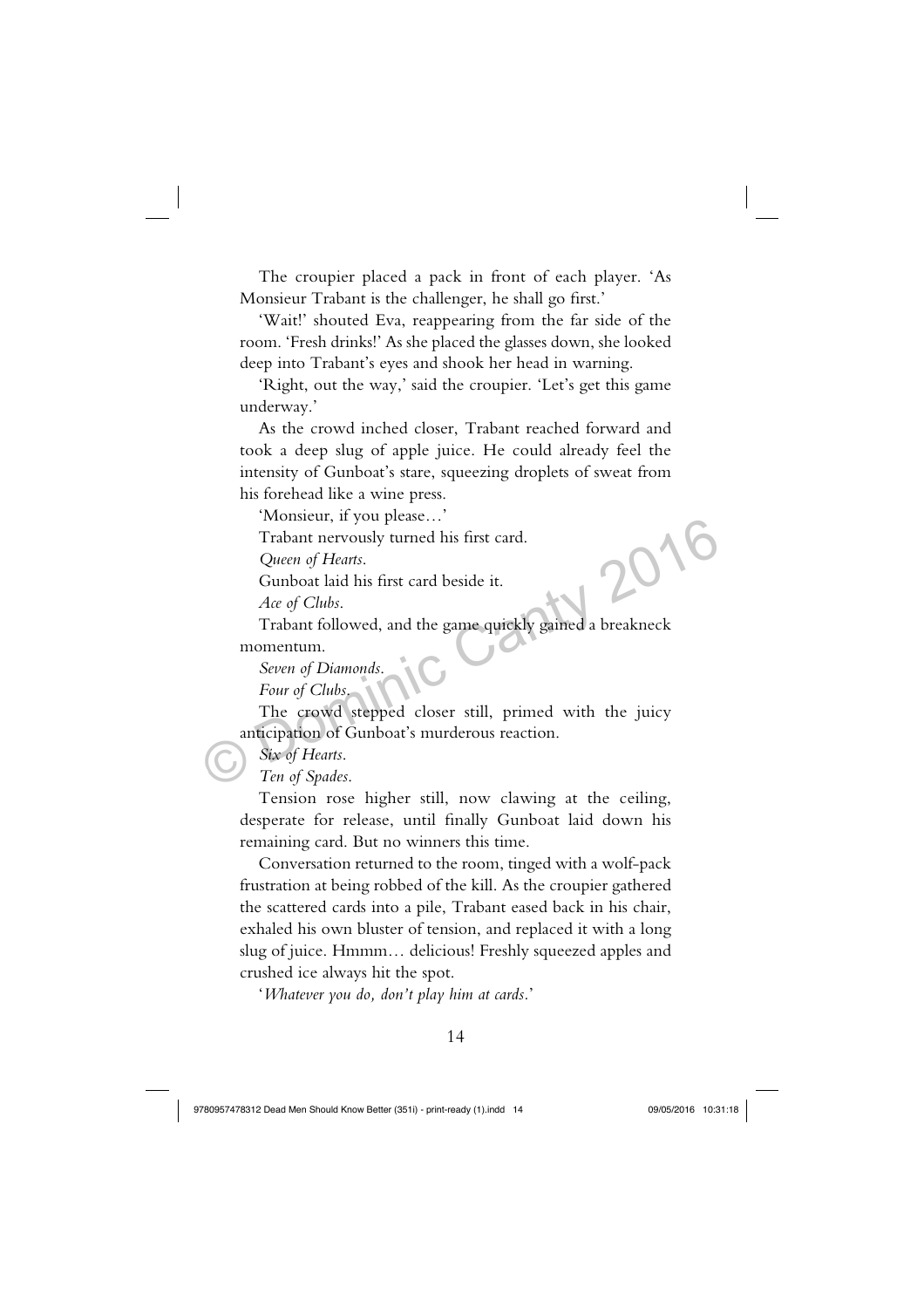The croupier placed a pack in front of each player. 'As Monsieur Trabant is the challenger, he shall go first.'

'Wait!' shouted Eva, reappearing from the far side of the room. 'Fresh drinks!' As she placed the glasses down, she looked deep into Trabant's eyes and shook her head in warning.

'Right, out the way,' said the croupier. 'Let's get this game underway.'

As the crowd inched closer, Trabant reached forward and took a deep slug of apple juice. He could already feel the intensity of Gunboat's stare, squeezing droplets of sweat from his forehead like a wine press.

'Monsieur, if you please…'

Trabant nervously turned his first card.

*Queen of Hearts.*

Gunboat laid his first card beside it.

*Ace of Clubs.*

Trabant followed, and the game quickly gained a breakneck momentum.

*Seven of Diamonds.*

*Four of Clubs.*

The crowd stepped closer still, primed with the juicy anticipation of Gunboat's murderous reaction.

*Six of Hearts.*

*Ten of Spades.*

Tension rose higher still, now clawing at the ceiling, desperate for release, until finally Gunboat laid down his remaining card. But no winners this time.

Conversation returned to the room, tinged with a wolf-pack frustration at being robbed of the kill. As the croupier gathered the scattered cards into a pile, Trabant eased back in his chair, exhaled his own bluster of tension, and replaced it with a long slug of juice. Hmmm… delicious! Freshly squeezed apples and crushed ice always hit the spot.

'*Whatever you do, don't play him at cards.*'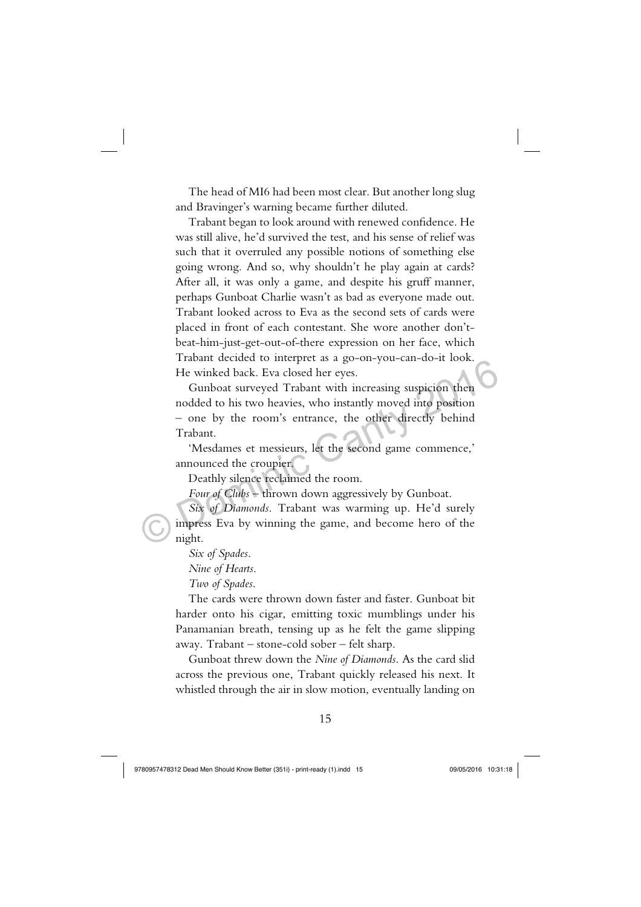The head of MI6 had been most clear. But another long slug and Bravinger's warning became further diluted.

Trabant began to look around with renewed confidence. He was still alive, he'd survived the test, and his sense of relief was such that it overruled any possible notions of something else going wrong. And so, why shouldn't he play again at cards? After all, it was only a game, and despite his gruff manner, perhaps Gunboat Charlie wasn't as bad as everyone made out. Trabant looked across to Eva as the second sets of cards were placed in front of each contestant. She wore another don't-beat-him-just-get-out-of-there expression on her face, which Trabant decided to interpret as a go-on-you-can-do-it look. He winked back. Eva closed her eyes.

Gunboat surveyed Trabant with increasing suspicion then nodded to his two heavies, who instantly moved into position – one by the room's entrance, the other directly behind Trabant.

'Mesdames et messieurs, let the second game commence,' announced the croupier.

Deathly silence reclaimed the room.

*Four of Clubs* – thrown down aggressively by Gunboat.

*Six of Diamonds*. Trabant was warming up. He'd surely impress Eva by winning the game, and become hero of the night.

*Six of Spades*.

*Nine of Hearts*.

*Two of Spades*.

The cards were thrown down faster and faster. Gunboat bit harder onto his cigar, emitting toxic mumblings under his Panamanian breath, tensing up as he felt the game slipping away. Trabant – stone-cold sober – felt sharp.

Gunboat threw down the *Nine of Diamonds*. As the card slid across the previous one, Trabant quickly released his next. It whistled through the air in slow motion, eventually landing on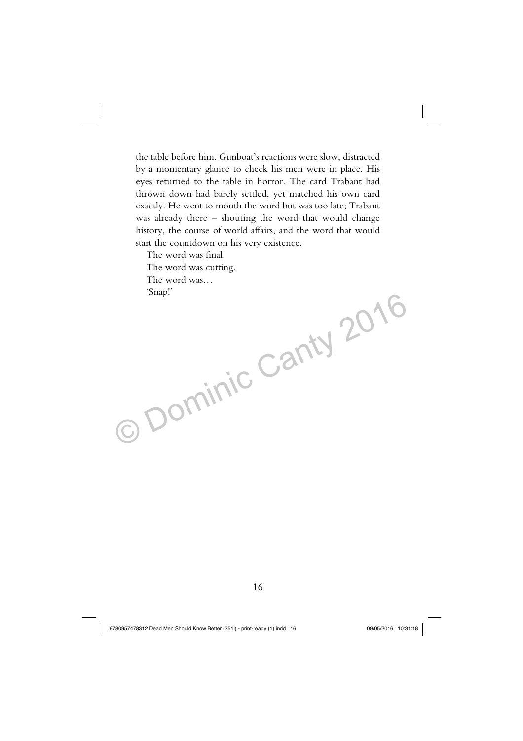the table before him. Gunboat's reactions were slow, distracted by a momentary glance to check his men were in place. His eyes returned to the table in horror. The card Trabant had thrown down had barely settled, yet matched his own card exactly. He went to mouth the word but was too late; Trabant was already there – shouting the word that would change history, the course of world affairs, and the word that would start the countdown on his very existence.

The word was final.

The word was cutting.

The word was…

'Snap!'